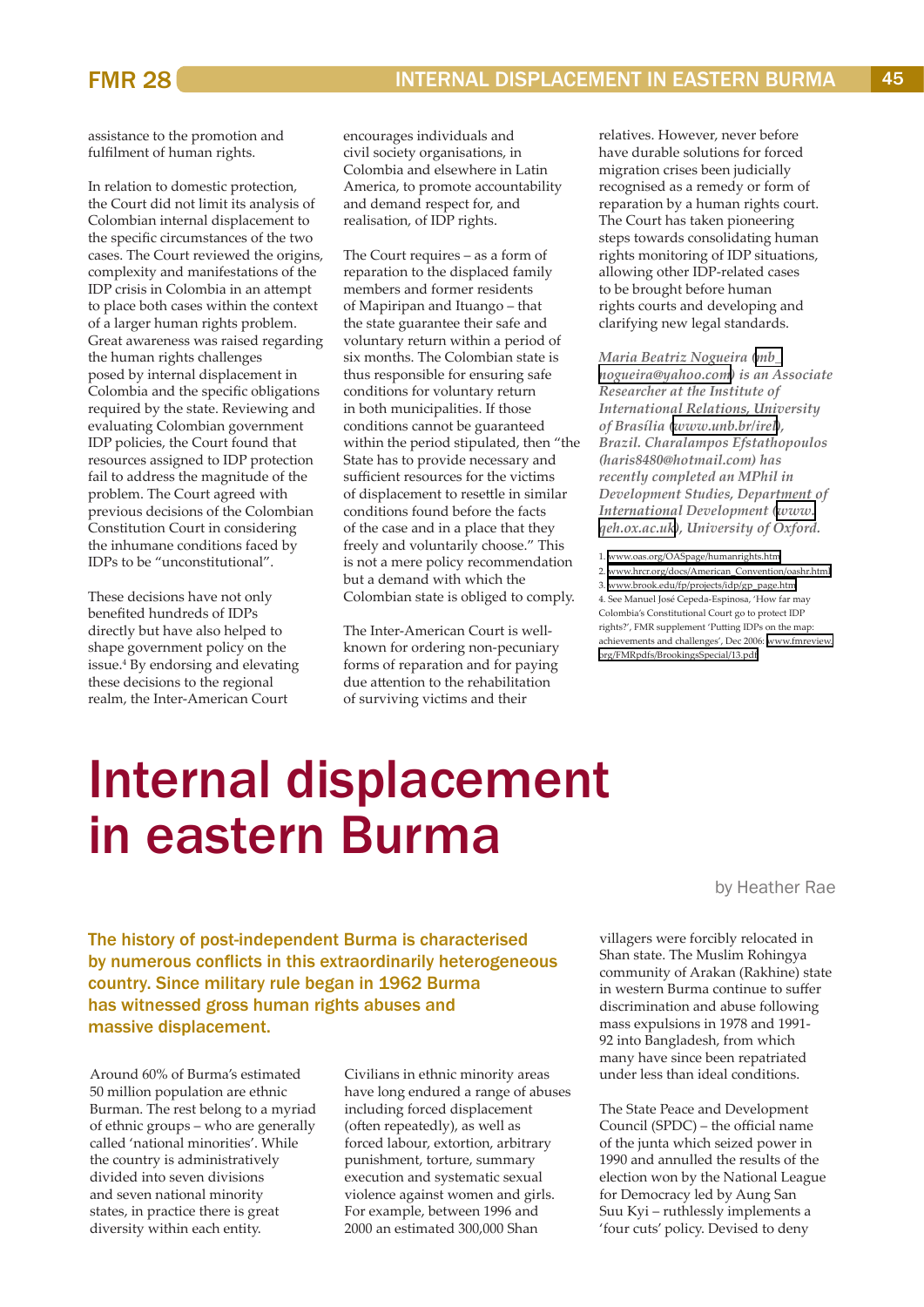assistance to the promotion and fulfilment of human rights.

In relation to domestic protection, the Court did not limit its analysis of Colombian internal displacement to the specific circumstances of the two cases. The Court reviewed the origins, complexity and manifestations of the IDP crisis in Colombia in an attempt to place both cases within the context of a larger human rights problem. Great awareness was raised regarding the human rights challenges posed by internal displacement in Colombia and the specific obligations required by the state. Reviewing and evaluating Colombian government IDP policies, the Court found that resources assigned to IDP protection fail to address the magnitude of the problem. The Court agreed with previous decisions of the Colombian Constitution Court in considering the inhumane conditions faced by IDPs to be "unconstitutional".

These decisions have not only benefited hundreds of IDPs directly but have also helped to shape government policy on the issue.[4] By endorsing and elevating these decisions to the regional realm, the Inter-American Court encourages individuals and civil society organisations, in Colombia and elsewhere in Latin America, to promote accountability and demand respect for, and realisation, of IDP rights.

The Court requires – as a form of reparation to the displaced family members and former residents of Mapiripan and Ituango – that the state guarantee their safe and voluntary return within a period of six months. The Colombian state is thus responsible for ensuring safe conditions for voluntary return in both municipalities. If those conditions cannot be guaranteed within the period stipulated, then "the State has to provide necessary and sufficient resources for the victims of displacement to resettle in similar conditions found before the facts of the case and in a place that they freely and voluntarily choose." This is not a mere policy recommendation but a demand with which the Colombian state is obliged to comply.

The Inter-American Court is well-known for ordering non-pecuniary forms of reparation and for paying due attention to the rehabilitation of surviving victims and their relatives. However, never before have durable solutions for forced migration crises been judicially recognised as a remedy or form of reparation by a human rights court. The Court has taken pioneering steps towards consolidating human rights monitoring of IDP situations, allowing other IDP-related cases to be brought before human rights courts and developing and clarifying new legal standards.

*Maria Beatriz Nogueira (mb_nogueira@yahoo.com) is an Associate Researcher at the Institute of International Relations, University of Brasília (www.unb.br/irel), Brazil. Charalampos Efstathopoulos (haris8480@hotmail.com) has recently completed an MPhil in Development Studies, Department of International Development (www.qeh.ox.ac.uk), University of Oxford.*

1. www.oas.org/OASpage/humanrights.htm
2. www.hrcr.org/docs/American_Convention/oashr.html
3. www.brook.edu/fp/projects/idp/gp_page.htm
4. See Manuel José Cepeda-Espinosa, 'How far may Colombia's Constitutional Court go to protect IDP rights?', FMR supplement 'Putting IDPs on the map: achievements and challenges', Dec 2006: www.fmreview.org/FMRpdfs/BrookingsSpecial/13.pdf

# Internal displacement in eastern Burma

by Heather Rae

**The history of post-independent Burma is characterised by numerous conflicts in this extraordinarily heterogeneous country. Since military rule began in 1962 Burma has witnessed gross human rights abuses and massive displacement.**

Around 60% of Burma's estimated 50 million population are ethnic Burman. The rest belong to a myriad of ethnic groups – who are generally called 'national minorities'. While the country is administratively divided into seven divisions and seven national minority states, in practice there is great diversity within each entity.

Civilians in ethnic minority areas have long endured a range of abuses including forced displacement (often repeatedly), as well as forced labour, extortion, arbitrary punishment, torture, summary execution and systematic sexual violence against women and girls. For example, between 1996 and 2000 an estimated 300,000 Shan villagers were forcibly relocated in Shan state. The Muslim Rohingya community of Arakan (Rakhine) state in western Burma continue to suffer discrimination and abuse following mass expulsions in 1978 and 1991-92 into Bangladesh, from which many have since been repatriated under less than ideal conditions.

The State Peace and Development Council (SPDC) – the official name of the junta which seized power in 1990 and annulled the results of the election won by the National League for Democracy led by Aung San Suu Kyi – ruthlessly implements a 'four cuts' policy. Devised to deny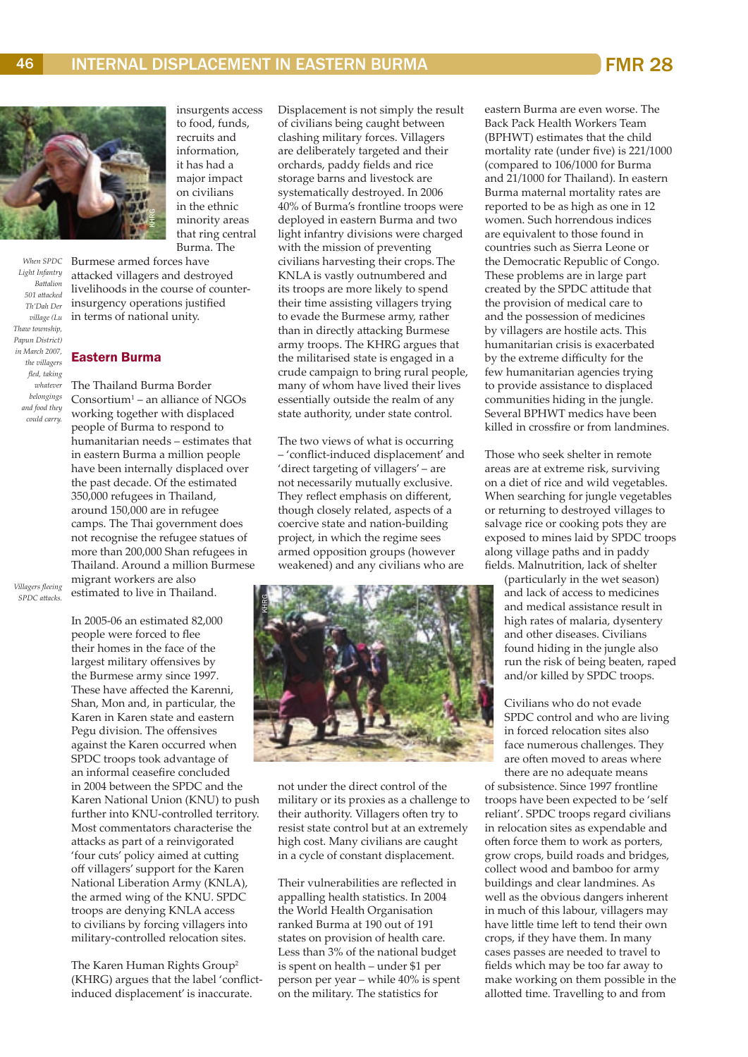insurgents access to food, funds, recruits and information, it has had a major impact on civilians in the ethnic minority areas that ring central Burma. The Burmese armed forces have attacked villagers and destroyed livelihoods in the course of counter-insurgency operations justified in terms of national unity.

*When SPDC Light Infantry Battalion 501 attacked Th'Dah Der village (Lu Thaw township, Papun District) in March 2007, the villagers fled, taking whatever belongings and food they could carry.*

## Eastern Burma

The Thailand Burma Border Consortium[1] – an alliance of NGOs working together with displaced people of Burma to respond to humanitarian needs – estimates that in eastern Burma a million people have been internally displaced over the past decade. Of the estimated 350,000 refugees in Thailand, around 150,000 are in refugee camps. The Thai government does not recognise the refugee statues of more than 200,000 Shan refugees in Thailand. Around a million Burmese migrant workers are also estimated to live in Thailand.

*Villagers fleeing SPDC attacks.*

In 2005-06 an estimated 82,000 people were forced to flee their homes in the face of the largest military offensives by the Burmese army since 1997. These have affected the Karenni, Shan, Mon and, in particular, the Karen in Karen state and eastern Pegu division. The offensives against the Karen occurred when SPDC troops took advantage of an informal ceasefire concluded in 2004 between the SPDC and the Karen National Union (KNU) to push further into KNU-controlled territory. Most commentators characterise the attacks as part of a reinvigorated 'four cuts' policy aimed at cutting off villagers' support for the Karen National Liberation Army (KNLA), the armed wing of the KNU. SPDC troops are denying KNLA access to civilians by forcing villagers into military-controlled relocation sites.

The Karen Human Rights Group[2] (KHRG) argues that the label 'conflict-induced displacement' is inaccurate. Displacement is not simply the result of civilians being caught between clashing military forces. Villagers are deliberately targeted and their orchards, paddy fields and rice storage barns and livestock are systematically destroyed. In 2006 40% of Burma's frontline troops were deployed in eastern Burma and two light infantry divisions were charged with the mission of preventing civilians harvesting their crops. The KNLA is vastly outnumbered and its troops are more likely to spend their time assisting villagers trying to evade the Burmese army, rather than in directly attacking Burmese army troops. The KHRG argues that the militarised state is engaged in a crude campaign to bring rural people, many of whom have lived their lives essentially outside the realm of any state authority, under state control.

The two views of what is occurring – 'conflict-induced displacement' and 'direct targeting of villagers' – are not necessarily mutually exclusive. They reflect emphasis on different, though closely related, aspects of a coercive state and nation-building project, in which the regime sees armed opposition groups (however weakened) and any civilians who are not under the direct control of the military or its proxies as a challenge to their authority. Villagers often try to resist state control but at an extremely high cost. Many civilians are caught in a cycle of constant displacement.

Their vulnerabilities are reflected in appalling health statistics. In 2004 the World Health Organisation ranked Burma at 190 out of 191 states on provision of health care. Less than 3% of the national budget is spent on health – under $1 per person per year – while 40% is spent on the military. The statistics for eastern Burma are even worse. The Back Pack Health Workers Team (BPHWT) estimates that the child mortality rate (under five) is 221/1000 (compared to 106/1000 for Burma and 21/1000 for Thailand). In eastern Burma maternal mortality rates are reported to be as high as one in 12 women. Such horrendous indices are equivalent to those found in countries such as Sierra Leone or the Democratic Republic of Congo. These problems are in large part created by the SPDC attitude that the provision of medical care to and the possession of medicines by villagers are hostile acts. This humanitarian crisis is exacerbated by the extreme difficulty for the few humanitarian agencies trying to provide assistance to displaced communities hiding in the jungle. Several BPHWT medics have been killed in crossfire or from landmines.

Those who seek shelter in remote areas are at extreme risk, surviving on a diet of rice and wild vegetables. When searching for jungle vegetables or returning to destroyed villages to salvage rice or cooking pots they are exposed to mines laid by SPDC troops along village paths and in paddy fields. Malnutrition, lack of shelter (particularly in the wet season) and lack of access to medicines and medical assistance result in high rates of malaria, dysentery and other diseases. Civilians found hiding in the jungle also run the risk of being beaten, raped and/or killed by SPDC troops.

Civilians who do not evade SPDC control and who are living in forced relocation sites also face numerous challenges. They are often moved to areas where there are no adequate means of subsistence. Since 1997 frontline troops have been expected to be 'self reliant'. SPDC troops regard civilians in relocation sites as expendable and often force them to work as porters, grow crops, build roads and bridges, collect wood and bamboo for army buildings and clear landmines. As well as the obvious dangers inherent in much of this labour, villagers may have little time left to tend their own crops, if they have them. In many cases passes are needed to travel to fields which may be too far away to make working on them possible in the allotted time. Travelling to and from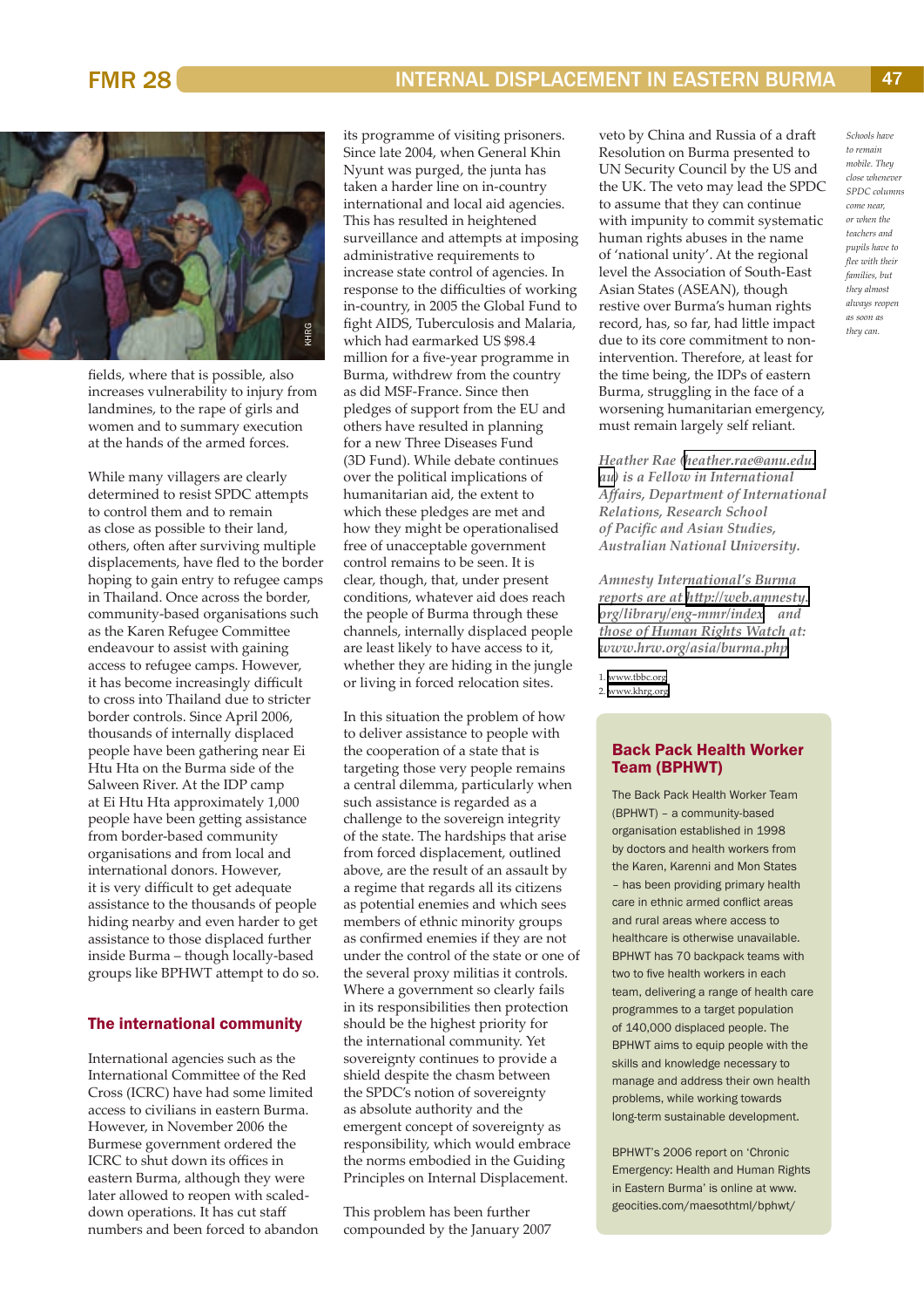fields, where that is possible, also increases vulnerability to injury from landmines, to the rape of girls and women and to summary execution at the hands of the armed forces.

While many villagers are clearly determined to resist SPDC attempts to control them and to remain as close as possible to their land, others, often after surviving multiple displacements, have fled to the border hoping to gain entry to refugee camps in Thailand. Once across the border, community-based organisations such as the Karen Refugee Committee endeavour to assist with gaining access to refugee camps. However, it has become increasingly difficult to cross into Thailand due to stricter border controls. Since April 2006, thousands of internally displaced people have been gathering near Ei Htu Hta on the Burma side of the Salween River. At the IDP camp at Ei Htu Hta approximately 1,000 people have been getting assistance from border-based community organisations and from local and international donors. However, it is very difficult to get adequate assistance to the thousands of people hiding nearby and even harder to get assistance to those displaced further inside Burma – though locally-based groups like BPHWT attempt to do so.

## The international community

International agencies such as the International Committee of the Red Cross (ICRC) have had some limited access to civilians in eastern Burma. However, in November 2006 the Burmese government ordered the ICRC to shut down its offices in eastern Burma, although they were later allowed to reopen with scaled-down operations. It has cut staff numbers and been forced to abandon its programme of visiting prisoners. Since late 2004, when General Khin Nyunt was purged, the junta has taken a harder line on in-country international and local aid agencies. This has resulted in heightened surveillance and attempts at imposing administrative requirements to increase state control of agencies. In response to the difficulties of working in-country, in 2005 the Global Fund to fight AIDS, Tuberculosis and Malaria, which had earmarked US $98.4 million for a five-year programme in Burma, withdrew from the country as did MSF-France. Since then pledges of support from the EU and others have resulted in planning for a new Three Diseases Fund (3D Fund). While debate continues over the political implications of humanitarian aid, the extent to which these pledges are met and how they might be operationalised free of unacceptable government control remains to be seen. It is clear, though, that, under present conditions, whatever aid does reach the people of Burma through these channels, internally displaced people are least likely to have access to it, whether they are hiding in the jungle or living in forced relocation sites.

In this situation the problem of how to deliver assistance to people with the cooperation of a state that is targeting those very people remains a central dilemma, particularly when such assistance is regarded as a challenge to the sovereign integrity of the state. The hardships that arise from forced displacement, outlined above, are the result of an assault by a regime that regards all its citizens as potential enemies and which sees members of ethnic minority groups as confirmed enemies if they are not under the control of the state or one of the several proxy militias it controls. Where a government so clearly fails in its responsibilities then protection should be the highest priority for the international community. Yet sovereignty continues to provide a shield despite the chasm between the SPDC's notion of sovereignty as absolute authority and the emergent concept of sovereignty as responsibility, which would embrace the norms embodied in the Guiding Principles on Internal Displacement.

This problem has been further compounded by the January 2007 veto by China and Russia of a draft Resolution on Burma presented to UN Security Council by the US and the UK. The veto may lead the SPDC to assume that they can continue with impunity to commit systematic human rights abuses in the name of 'national unity'. At the regional level the Association of South-East Asian States (ASEAN), though restive over Burma's human rights record, has, so far, had little impact due to its core commitment to non-intervention. Therefore, at least for the time being, the IDPs of eastern Burma, struggling in the face of a worsening humanitarian emergency, must remain largely self reliant.

*Heather Rae (heather.rae@anu.edu.au) is a Fellow in International Affairs, Department of International Relations, Research School of Pacific and Asian Studies, Australian National University.*

*Amnesty International's Burma reports are at http://web.amnesty.org/library/eng-mmr/index and those of Human Rights Watch at: www.hrw.org/asia/burma.php*

1. www.tbbc.org
2. www.khrg.org

*Schools have to remain mobile. They close whenever SPDC columns come near, or when the teachers and pupils have to flee with their families, but they almost always reopen as soon as they can.*

## Back Pack Health Worker Team (BPHWT)

The Back Pack Health Worker Team (BPHWT) – a community-based organisation established in 1998 by doctors and health workers from the Karen, Karenni and Mon States – has been providing primary health care in ethnic armed conflict areas and rural areas where access to healthcare is otherwise unavailable. BPHWT has 70 backpack teams with two to five health workers in each team, delivering a range of health care programmes to a target population of 140,000 displaced people. The BPHWT aims to equip people with the skills and knowledge necessary to manage and address their own health problems, while working towards long-term sustainable development.

BPHWT's 2006 report on 'Chronic Emergency: Health and Human Rights in Eastern Burma' is online at www.geocities.com/maesothtml/bphwt/